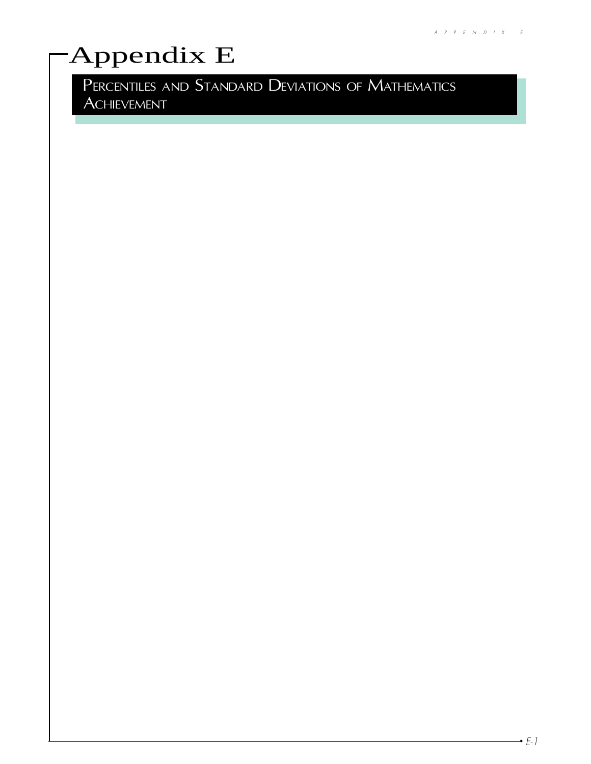# Appendix E

## Percentiles and Standard Deviations of Mathematics Achievement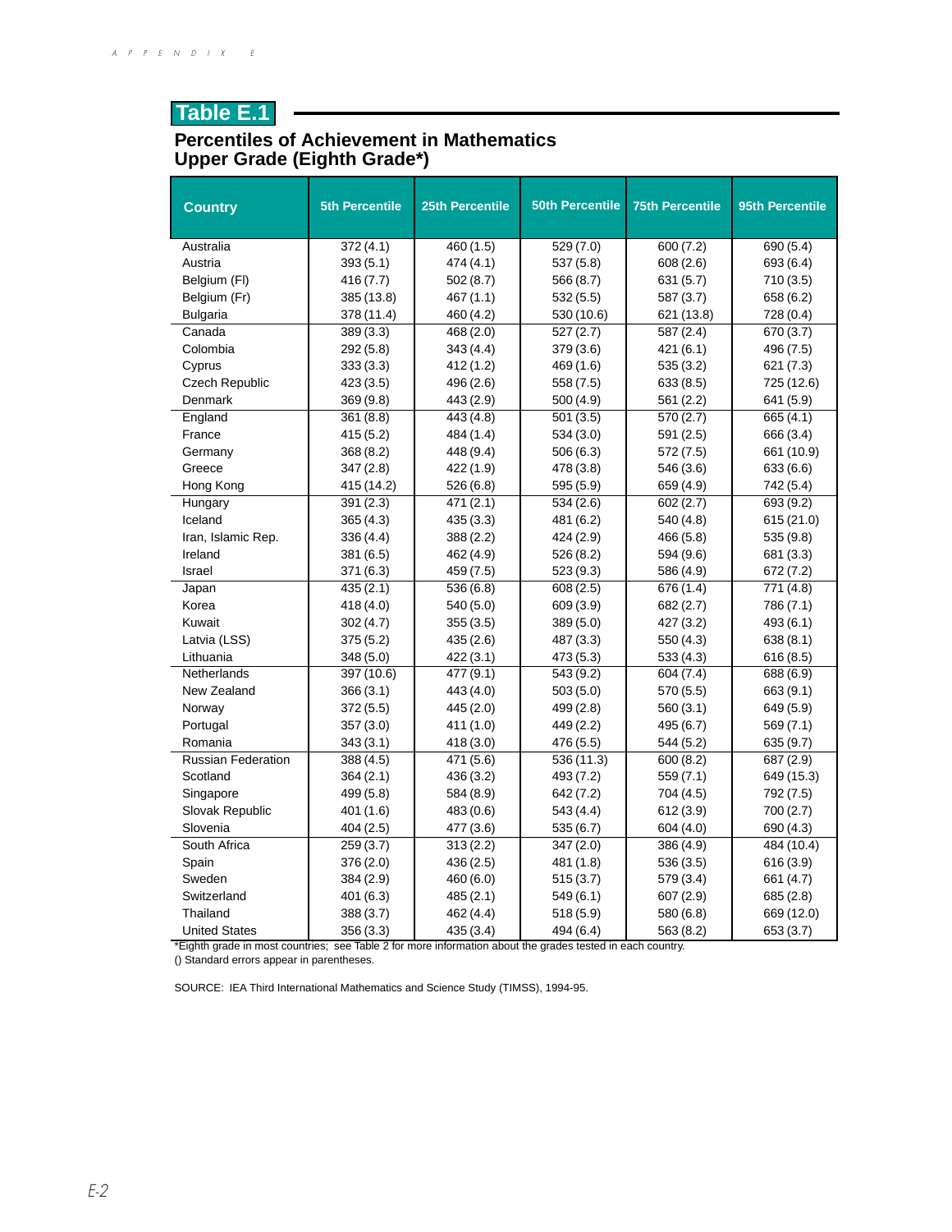# Table E.1

## Percentiles of Achievement in Mathematics
## Upper Grade (Eighth Grade*)

| Country | 5th Percentile | 25th Percentile | 50th Percentile | 75th Percentile | 95th Percentile |
|---|---|---|---|---|---|
| Australia | 372 (4.1) | 460 (1.5) | 529 (7.0) | 600 (7.2) | 690 (5.4) |
| Austria | 393 (5.1) | 474 (4.1) | 537 (5.8) | 608 (2.6) | 693 (6.4) |
| Belgium (Fl) | 416 (7.7) | 502 (8.7) | 566 (8.7) | 631 (5.7) | 710 (3.5) |
| Belgium (Fr) | 385 (13.8) | 467 (1.1) | 532 (5.5) | 587 (3.7) | 658 (6.2) |
| Bulgaria | 378 (11.4) | 460 (4.2) | 530 (10.6) | 621 (13.8) | 728 (0.4) |
| Canada | 389 (3.3) | 468 (2.0) | 527 (2.7) | 587 (2.4) | 670 (3.7) |
| Colombia | 292 (5.8) | 343 (4.4) | 379 (3.6) | 421 (6.1) | 496 (7.5) |
| Cyprus | 333 (3.3) | 412 (1.2) | 469 (1.6) | 535 (3.2) | 621 (7.3) |
| Czech Republic | 423 (3.5) | 496 (2.6) | 558 (7.5) | 633 (8.5) | 725 (12.6) |
| Denmark | 369 (9.8) | 443 (2.9) | 500 (4.9) | 561 (2.2) | 641 (5.9) |
| England | 361 (8.8) | 443 (4.8) | 501 (3.5) | 570 (2.7) | 665 (4.1) |
| France | 415 (5.2) | 484 (1.4) | 534 (3.0) | 591 (2.5) | 666 (3.4) |
| Germany | 368 (8.2) | 448 (9.4) | 506 (6.3) | 572 (7.5) | 661 (10.9) |
| Greece | 347 (2.8) | 422 (1.9) | 478 (3.8) | 546 (3.6) | 633 (6.6) |
| Hong Kong | 415 (14.2) | 526 (6.8) | 595 (5.9) | 659 (4.9) | 742 (5.4) |
| Hungary | 391 (2.3) | 471 (2.1) | 534 (2.6) | 602 (2.7) | 693 (9.2) |
| Iceland | 365 (4.3) | 435 (3.3) | 481 (6.2) | 540 (4.8) | 615 (21.0) |
| Iran, Islamic Rep. | 336 (4.4) | 388 (2.2) | 424 (2.9) | 466 (5.8) | 535 (9.8) |
| Ireland | 381 (6.5) | 462 (4.9) | 526 (8.2) | 594 (9.6) | 681 (3.3) |
| Israel | 371 (6.3) | 459 (7.5) | 523 (9.3) | 586 (4.9) | 672 (7.2) |
| Japan | 435 (2.1) | 536 (6.8) | 608 (2.5) | 676 (1.4) | 771 (4.8) |
| Korea | 418 (4.0) | 540 (5.0) | 609 (3.9) | 682 (2.7) | 786 (7.1) |
| Kuwait | 302 (4.7) | 355 (3.5) | 389 (5.0) | 427 (3.2) | 493 (6.1) |
| Latvia (LSS) | 375 (5.2) | 435 (2.6) | 487 (3.3) | 550 (4.3) | 638 (8.1) |
| Lithuania | 348 (5.0) | 422 (3.1) | 473 (5.3) | 533 (4.3) | 616 (8.5) |
| Netherlands | 397 (10.6) | 477 (9.1) | 543 (9.2) | 604 (7.4) | 688 (6.9) |
| New Zealand | 366 (3.1) | 443 (4.0) | 503 (5.0) | 570 (5.5) | 663 (9.1) |
| Norway | 372 (5.5) | 445 (2.0) | 499 (2.8) | 560 (3.1) | 649 (5.9) |
| Portugal | 357 (3.0) | 411 (1.0) | 449 (2.2) | 495 (6.7) | 569 (7.1) |
| Romania | 343 (3.1) | 418 (3.0) | 476 (5.5) | 544 (5.2) | 635 (9.7) |
| Russian Federation | 388 (4.5) | 471 (5.6) | 536 (11.3) | 600 (8.2) | 687 (2.9) |
| Scotland | 364 (2.1) | 436 (3.2) | 493 (7.2) | 559 (7.1) | 649 (15.3) |
| Singapore | 499 (5.8) | 584 (8.9) | 642 (7.2) | 704 (4.5) | 792 (7.5) |
| Slovak Republic | 401 (1.6) | 483 (0.6) | 543 (4.4) | 612 (3.9) | 700 (2.7) |
| Slovenia | 404 (2.5) | 477 (3.6) | 535 (6.7) | 604 (4.0) | 690 (4.3) |
| South Africa | 259 (3.7) | 313 (2.2) | 347 (2.0) | 386 (4.9) | 484 (10.4) |
| Spain | 376 (2.0) | 436 (2.5) | 481 (1.8) | 536 (3.5) | 616 (3.9) |
| Sweden | 384 (2.9) | 460 (6.0) | 515 (3.7) | 579 (3.4) | 661 (4.7) |
| Switzerland | 401 (6.3) | 485 (2.1) | 549 (6.1) | 607 (2.9) | 685 (2.8) |
| Thailand | 388 (3.7) | 462 (4.4) | 518 (5.9) | 580 (6.8) | 669 (12.0) |
| United States | 356 (3.3) | 435 (3.4) | 494 (6.4) | 563 (8.2) | 653 (3.7) |

*Eighth grade in most countries; see Table 2 for more information about the grades tested in each country.
() Standard errors appear in parentheses.

SOURCE: IEA Third International Mathematics and Science Study (TIMSS), 1994-95.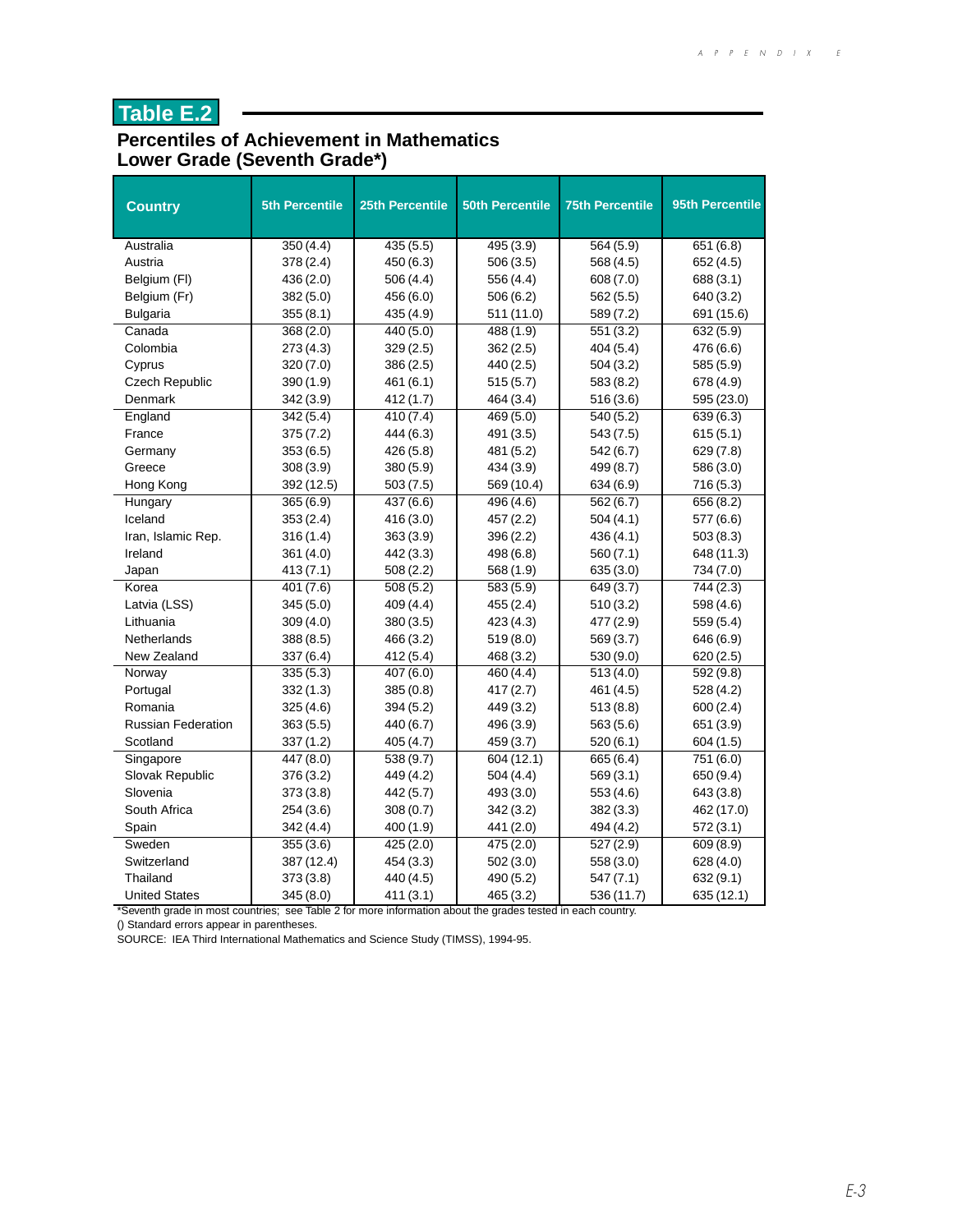# Table E.2

## Percentiles of Achievement in Mathematics
## Lower Grade (Seventh Grade*)

| Country | 5th Percentile | 25th Percentile | 50th Percentile | 75th Percentile | 95th Percentile |
|---|---|---|---|---|---|
| Australia | 350 (4.4) | 435 (5.5) | 495 (3.9) | 564 (5.9) | 651 (6.8) |
| Austria | 378 (2.4) | 450 (6.3) | 506 (3.5) | 568 (4.5) | 652 (4.5) |
| Belgium (Fl) | 436 (2.0) | 506 (4.4) | 556 (4.4) | 608 (7.0) | 688 (3.1) |
| Belgium (Fr) | 382 (5.0) | 456 (6.0) | 506 (6.2) | 562 (5.5) | 640 (3.2) |
| Bulgaria | 355 (8.1) | 435 (4.9) | 511 (11.0) | 589 (7.2) | 691 (15.6) |
| Canada | 368 (2.0) | 440 (5.0) | 488 (1.9) | 551 (3.2) | 632 (5.9) |
| Colombia | 273 (4.3) | 329 (2.5) | 362 (2.5) | 404 (5.4) | 476 (6.6) |
| Cyprus | 320 (7.0) | 386 (2.5) | 440 (2.5) | 504 (3.2) | 585 (5.9) |
| Czech Republic | 390 (1.9) | 461 (6.1) | 515 (5.7) | 583 (8.2) | 678 (4.9) |
| Denmark | 342 (3.9) | 412 (1.7) | 464 (3.4) | 516 (3.6) | 595 (23.0) |
| England | 342 (5.4) | 410 (7.4) | 469 (5.0) | 540 (5.2) | 639 (6.3) |
| France | 375 (7.2) | 444 (6.3) | 491 (3.5) | 543 (7.5) | 615 (5.1) |
| Germany | 353 (6.5) | 426 (5.8) | 481 (5.2) | 542 (6.7) | 629 (7.8) |
| Greece | 308 (3.9) | 380 (5.9) | 434 (3.9) | 499 (8.7) | 586 (3.0) |
| Hong Kong | 392 (12.5) | 503 (7.5) | 569 (10.4) | 634 (6.9) | 716 (5.3) |
| Hungary | 365 (6.9) | 437 (6.6) | 496 (4.6) | 562 (6.7) | 656 (8.2) |
| Iceland | 353 (2.4) | 416 (3.0) | 457 (2.2) | 504 (4.1) | 577 (6.6) |
| Iran, Islamic Rep. | 316 (1.4) | 363 (3.9) | 396 (2.2) | 436 (4.1) | 503 (8.3) |
| Ireland | 361 (4.0) | 442 (3.3) | 498 (6.8) | 560 (7.1) | 648 (11.3) |
| Japan | 413 (7.1) | 508 (2.2) | 568 (1.9) | 635 (3.0) | 734 (7.0) |
| Korea | 401 (7.6) | 508 (5.2) | 583 (5.9) | 649 (3.7) | 744 (2.3) |
| Latvia (LSS) | 345 (5.0) | 409 (4.4) | 455 (2.4) | 510 (3.2) | 598 (4.6) |
| Lithuania | 309 (4.0) | 380 (3.5) | 423 (4.3) | 477 (2.9) | 559 (5.4) |
| Netherlands | 388 (8.5) | 466 (3.2) | 519 (8.0) | 569 (3.7) | 646 (6.9) |
| New Zealand | 337 (6.4) | 412 (5.4) | 468 (3.2) | 530 (9.0) | 620 (2.5) |
| Norway | 335 (5.3) | 407 (6.0) | 460 (4.4) | 513 (4.0) | 592 (9.8) |
| Portugal | 332 (1.3) | 385 (0.8) | 417 (2.7) | 461 (4.5) | 528 (4.2) |
| Romania | 325 (4.6) | 394 (5.2) | 449 (3.2) | 513 (8.8) | 600 (2.4) |
| Russian Federation | 363 (5.5) | 440 (6.7) | 496 (3.9) | 563 (5.6) | 651 (3.9) |
| Scotland | 337 (1.2) | 405 (4.7) | 459 (3.7) | 520 (6.1) | 604 (1.5) |
| Singapore | 447 (8.0) | 538 (9.7) | 604 (12.1) | 665 (6.4) | 751 (6.0) |
| Slovak Republic | 376 (3.2) | 449 (4.2) | 504 (4.4) | 569 (3.1) | 650 (9.4) |
| Slovenia | 373 (3.8) | 442 (5.7) | 493 (3.0) | 553 (4.6) | 643 (3.8) |
| South Africa | 254 (3.6) | 308 (0.7) | 342 (3.2) | 382 (3.3) | 462 (17.0) |
| Spain | 342 (4.4) | 400 (1.9) | 441 (2.0) | 494 (4.2) | 572 (3.1) |
| Sweden | 355 (3.6) | 425 (2.0) | 475 (2.0) | 527 (2.9) | 609 (8.9) |
| Switzerland | 387 (12.4) | 454 (3.3) | 502 (3.0) | 558 (3.0) | 628 (4.0) |
| Thailand | 373 (3.8) | 440 (4.5) | 490 (5.2) | 547 (7.1) | 632 (9.1) |
| United States | 345 (8.0) | 411 (3.1) | 465 (3.2) | 536 (11.7) | 635 (12.1) |

*Seventh grade in most countries; see Table 2 for more information about the grades tested in each country.

() Standard errors appear in parentheses.

SOURCE: IEA Third International Mathematics and Science Study (TIMSS), 1994-95.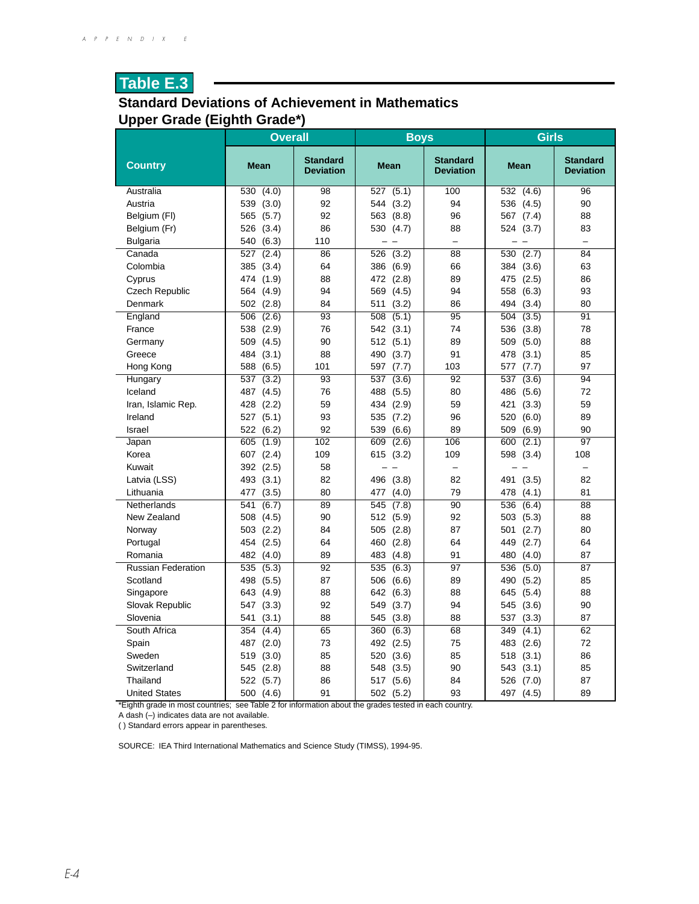## Table E.3

### Standard Deviations of Achievement in Mathematics Upper Grade (Eighth Grade*)

| Country | Overall | | Boys | | Girls | |
|---|---|---|---|---|---|---|
| | Mean | Standard Deviation | Mean | Standard Deviation | Mean | Standard Deviation |
| Australia | 530 (4.0) | 98 | 527 (5.1) | 100 | 532 (4.6) | 96 |
| Austria | 539 (3.0) | 92 | 544 (3.2) | 94 | 536 (4.5) | 90 |
| Belgium (Fl) | 565 (5.7) | 92 | 563 (8.8) | 96 | 567 (7.4) | 88 |
| Belgium (Fr) | 526 (3.4) | 86 | 530 (4.7) | 88 | 524 (3.7) | 83 |
| Bulgaria | 540 (6.3) | 110 | – – | – | – – | – |
| Canada | 527 (2.4) | 86 | 526 (3.2) | 88 | 530 (2.7) | 84 |
| Colombia | 385 (3.4) | 64 | 386 (6.9) | 66 | 384 (3.6) | 63 |
| Cyprus | 474 (1.9) | 88 | 472 (2.8) | 89 | 475 (2.5) | 86 |
| Czech Republic | 564 (4.9) | 94 | 569 (4.5) | 94 | 558 (6.3) | 93 |
| Denmark | 502 (2.8) | 84 | 511 (3.2) | 86 | 494 (3.4) | 80 |
| England | 506 (2.6) | 93 | 508 (5.1) | 95 | 504 (3.5) | 91 |
| France | 538 (2.9) | 76 | 542 (3.1) | 74 | 536 (3.8) | 78 |
| Germany | 509 (4.5) | 90 | 512 (5.1) | 89 | 509 (5.0) | 88 |
| Greece | 484 (3.1) | 88 | 490 (3.7) | 91 | 478 (3.1) | 85 |
| Hong Kong | 588 (6.5) | 101 | 597 (7.7) | 103 | 577 (7.7) | 97 |
| Hungary | 537 (3.2) | 93 | 537 (3.6) | 92 | 537 (3.6) | 94 |
| Iceland | 487 (4.5) | 76 | 488 (5.5) | 80 | 486 (5.6) | 72 |
| Iran, Islamic Rep. | 428 (2.2) | 59 | 434 (2.9) | 59 | 421 (3.3) | 59 |
| Ireland | 527 (5.1) | 93 | 535 (7.2) | 96 | 520 (6.0) | 89 |
| Israel | 522 (6.2) | 92 | 539 (6.6) | 89 | 509 (6.9) | 90 |
| Japan | 605 (1.9) | 102 | 609 (2.6) | 106 | 600 (2.1) | 97 |
| Korea | 607 (2.4) | 109 | 615 (3.2) | 109 | 598 (3.4) | 108 |
| Kuwait | 392 (2.5) | 58 | – – | – | – – | – |
| Latvia (LSS) | 493 (3.1) | 82 | 496 (3.8) | 82 | 491 (3.5) | 82 |
| Lithuania | 477 (3.5) | 80 | 477 (4.0) | 79 | 478 (4.1) | 81 |
| Netherlands | 541 (6.7) | 89 | 545 (7.8) | 90 | 536 (6.4) | 88 |
| New Zealand | 508 (4.5) | 90 | 512 (5.9) | 92 | 503 (5.3) | 88 |
| Norway | 503 (2.2) | 84 | 505 (2.8) | 87 | 501 (2.7) | 80 |
| Portugal | 454 (2.5) | 64 | 460 (2.8) | 64 | 449 (2.7) | 64 |
| Romania | 482 (4.0) | 89 | 483 (4.8) | 91 | 480 (4.0) | 87 |
| Russian Federation | 535 (5.3) | 92 | 535 (6.3) | 97 | 536 (5.0) | 87 |
| Scotland | 498 (5.5) | 87 | 506 (6.6) | 89 | 490 (5.2) | 85 |
| Singapore | 643 (4.9) | 88 | 642 (6.3) | 88 | 645 (5.4) | 88 |
| Slovak Republic | 547 (3.3) | 92 | 549 (3.7) | 94 | 545 (3.6) | 90 |
| Slovenia | 541 (3.1) | 88 | 545 (3.8) | 88 | 537 (3.3) | 87 |
| South Africa | 354 (4.4) | 65 | 360 (6.3) | 68 | 349 (4.1) | 62 |
| Spain | 487 (2.0) | 73 | 492 (2.5) | 75 | 483 (2.6) | 72 |
| Sweden | 519 (3.0) | 85 | 520 (3.6) | 85 | 518 (3.1) | 86 |
| Switzerland | 545 (2.8) | 88 | 548 (3.5) | 90 | 543 (3.1) | 85 |
| Thailand | 522 (5.7) | 86 | 517 (5.6) | 84 | 526 (7.0) | 87 |
| United States | 500 (4.6) | 91 | 502 (5.2) | 93 | 497 (4.5) | 89 |

*Eighth grade in most countries; see Table 2 for information about the grades tested in each country.
A dash (–) indicates data are not available.
( ) Standard errors appear in parentheses.

SOURCE: IEA Third International Mathematics and Science Study (TIMSS), 1994-95.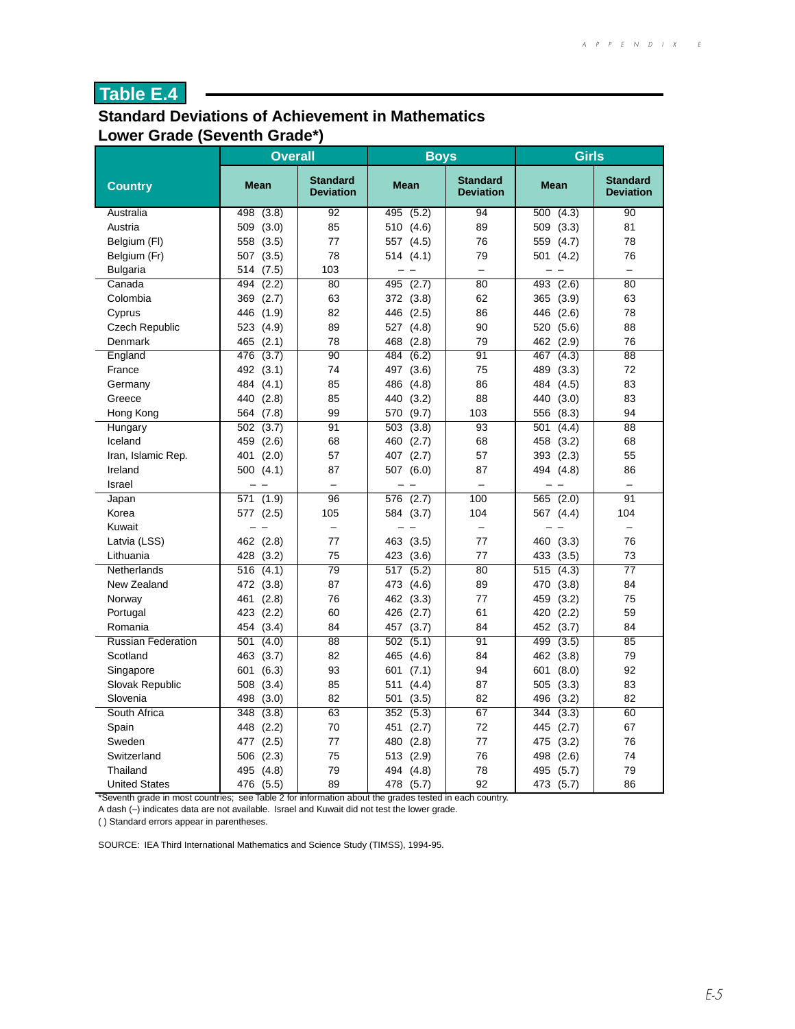## Table E.4

### Standard Deviations of Achievement in Mathematics
### Lower Grade (Seventh Grade*)

| Country | Overall | | Boys | | Girls | |
|---|---|---|---|---|---|---|
| | Mean | Standard Deviation | Mean | Standard Deviation | Mean | Standard Deviation |
| Australia | 498 (3.8) | 92 | 495 (5.2) | 94 | 500 (4.3) | 90 |
| Austria | 509 (3.0) | 85 | 510 (4.6) | 89 | 509 (3.3) | 81 |
| Belgium (Fl) | 558 (3.5) | 77 | 557 (4.5) | 76 | 559 (4.7) | 78 |
| Belgium (Fr) | 507 (3.5) | 78 | 514 (4.1) | 79 | 501 (4.2) | 76 |
| Bulgaria | 514 (7.5) | 103 | – – | – | – – | – |
| Canada | 494 (2.2) | 80 | 495 (2.7) | 80 | 493 (2.6) | 80 |
| Colombia | 369 (2.7) | 63 | 372 (3.8) | 62 | 365 (3.9) | 63 |
| Cyprus | 446 (1.9) | 82 | 446 (2.5) | 86 | 446 (2.6) | 78 |
| Czech Republic | 523 (4.9) | 89 | 527 (4.8) | 90 | 520 (5.6) | 88 |
| Denmark | 465 (2.1) | 78 | 468 (2.8) | 79 | 462 (2.9) | 76 |
| England | 476 (3.7) | 90 | 484 (6.2) | 91 | 467 (4.3) | 88 |
| France | 492 (3.1) | 74 | 497 (3.6) | 75 | 489 (3.3) | 72 |
| Germany | 484 (4.1) | 85 | 486 (4.8) | 86 | 484 (4.5) | 83 |
| Greece | 440 (2.8) | 85 | 440 (3.2) | 88 | 440 (3.0) | 83 |
| Hong Kong | 564 (7.8) | 99 | 570 (9.7) | 103 | 556 (8.3) | 94 |
| Hungary | 502 (3.7) | 91 | 503 (3.8) | 93 | 501 (4.4) | 88 |
| Iceland | 459 (2.6) | 68 | 460 (2.7) | 68 | 458 (3.2) | 68 |
| Iran, Islamic Rep. | 401 (2.0) | 57 | 407 (2.7) | 57 | 393 (2.3) | 55 |
| Ireland | 500 (4.1) | 87 | 507 (6.0) | 87 | 494 (4.8) | 86 |
| Israel | – – | – | – – | – | – – | – |
| Japan | 571 (1.9) | 96 | 576 (2.7) | 100 | 565 (2.0) | 91 |
| Korea | 577 (2.5) | 105 | 584 (3.7) | 104 | 567 (4.4) | 104 |
| Kuwait | – – | – | – – | – | – – | – |
| Latvia (LSS) | 462 (2.8) | 77 | 463 (3.5) | 77 | 460 (3.3) | 76 |
| Lithuania | 428 (3.2) | 75 | 423 (3.6) | 77 | 433 (3.5) | 73 |
| Netherlands | 516 (4.1) | 79 | 517 (5.2) | 80 | 515 (4.3) | 77 |
| New Zealand | 472 (3.8) | 87 | 473 (4.6) | 89 | 470 (3.8) | 84 |
| Norway | 461 (2.8) | 76 | 462 (3.3) | 77 | 459 (3.2) | 75 |
| Portugal | 423 (2.2) | 60 | 426 (2.7) | 61 | 420 (2.2) | 59 |
| Romania | 454 (3.4) | 84 | 457 (3.7) | 84 | 452 (3.7) | 84 |
| Russian Federation | 501 (4.0) | 88 | 502 (5.1) | 91 | 499 (3.5) | 85 |
| Scotland | 463 (3.7) | 82 | 465 (4.6) | 84 | 462 (3.8) | 79 |
| Singapore | 601 (6.3) | 93 | 601 (7.1) | 94 | 601 (8.0) | 92 |
| Slovak Republic | 508 (3.4) | 85 | 511 (4.4) | 87 | 505 (3.3) | 83 |
| Slovenia | 498 (3.0) | 82 | 501 (3.5) | 82 | 496 (3.2) | 82 |
| South Africa | 348 (3.8) | 63 | 352 (5.3) | 67 | 344 (3.3) | 60 |
| Spain | 448 (2.2) | 70 | 451 (2.7) | 72 | 445 (2.7) | 67 |
| Sweden | 477 (2.5) | 77 | 480 (2.8) | 77 | 475 (3.2) | 76 |
| Switzerland | 506 (2.3) | 75 | 513 (2.9) | 76 | 498 (2.6) | 74 |
| Thailand | 495 (4.8) | 79 | 494 (4.8) | 78 | 495 (5.7) | 79 |
| United States | 476 (5.5) | 89 | 478 (5.7) | 92 | 473 (5.7) | 86 |

*Seventh grade in most countries; see Table 2 for information about the grades tested in each country.
A dash (–) indicates data are not available. Israel and Kuwait did not test the lower grade.
( ) Standard errors appear in parentheses.

SOURCE: IEA Third International Mathematics and Science Study (TIMSS), 1994-95.